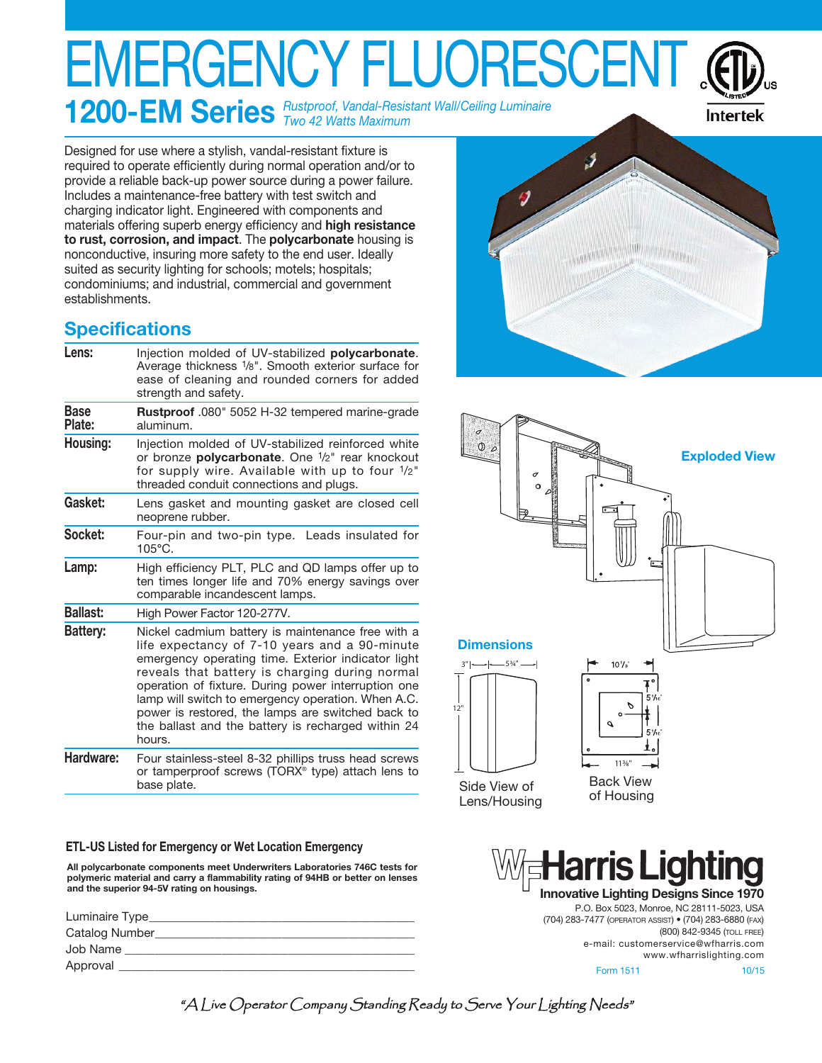# EMERGENCY FLUORESCENT

## 1200-EM Series

*Rustproof, Vandal-Resistant Wall/Ceiling Luminaire*
*Two 42 Watts Maximum*

Intertek

Designed for use where a stylish, vandal-resistant fixture is required to operate efficiently during normal operation and/or to provide a reliable back-up power source during a power failure. Includes a maintenance-free battery with test switch and charging indicator light. Engineered with components and materials offering superb energy efficiency and **high resistance to rust, corrosion, and impact**. The **polycarbonate** housing is nonconductive, insuring more safety to the end user. Ideally suited as security lighting for schools; motels; hospitals; condominiums; and industrial, commercial and government establishments.

## Specifications

| | |
|---|---|
| **Lens:** | Injection molded of UV-stabilized **polycarbonate**. Average thickness 1/8". Smooth exterior surface for ease of cleaning and rounded corners for added strength and safety. |
| **Base Plate:** | **Rustproof** .080" 5052 H-32 tempered marine-grade aluminum. |
| **Housing:** | Injection molded of UV-stabilized reinforced white or bronze **polycarbonate**. One 1/2" rear knockout for supply wire. Available with up to four 1/2" threaded conduit connections and plugs. |
| **Gasket:** | Lens gasket and mounting gasket are closed cell neoprene rubber. |
| **Socket:** | Four-pin and two-pin type. Leads insulated for 105°C. |
| **Lamp:** | High efficiency PLT, PLC and QD lamps offer up to ten times longer life and 70% energy savings over comparable incandescent lamps. |
| **Ballast:** | High Power Factor 120-277V. |
| **Battery:** | Nickel cadmium battery is maintenance free with a life expectancy of 7-10 years and a 90-minute emergency operating time. Exterior indicator light reveals that battery is charging during normal operation of fixture. During power interruption one lamp will switch to emergency operation. When A.C. power is restored, the lamps are switched back to the ballast and the battery is recharged within 24 hours. |
| **Hardware:** | Four stainless-steel 8-32 phillips truss head screws or tamperproof screws (TORX® type) attach lens to base plate. |

**Exploded View**

**Dimensions**

3" — 5¾" — 12"

Side View of Lens/Housing

10⅞" — 5⁵⁄₁₆" — 5⁵⁄₁₆" — 11⅜"

Back View of Housing

**ETL-US Listed for Emergency or Wet Location Emergency**

**All polycarbonate components meet Underwriters Laboratories 746C tests for polymeric material and carry a flammability rating of 94HB or better on lenses and the superior 94-5V rating on housings.**

Luminaire Type\_\_\_\_\_\_\_\_\_\_\_\_\_\_\_\_\_\_\_\_\_\_\_\_\_\_\_\_\_\_\_\_\_\_\_\_
Catalog Number\_\_\_\_\_\_\_\_\_\_\_\_\_\_\_\_\_\_\_\_\_\_\_\_\_\_\_\_\_\_\_\_\_\_
Job Name \_\_\_\_\_\_\_\_\_\_\_\_\_\_\_\_\_\_\_\_\_\_\_\_\_\_\_\_\_\_\_\_\_\_\_\_\_\_
Approval \_\_\_\_\_\_\_\_\_\_\_\_\_\_\_\_\_\_\_\_\_\_\_\_\_\_\_\_\_\_\_\_\_\_\_\_\_\_

**WF Harris Lighting**
**Innovative Lighting Designs Since 1970**
P.O. Box 5023, Monroe, NC 28111-5023, USA
(704) 283-7477 (OPERATOR ASSIST) • (704) 283-6880 (FAX)
(800) 842-9345 (TOLL FREE)
e-mail: customerservice@wfharris.com
www.wfharrislighting.com

Form 1511 10/15

*"A Live Operator Company Standing Ready to Serve Your Lighting Needs"*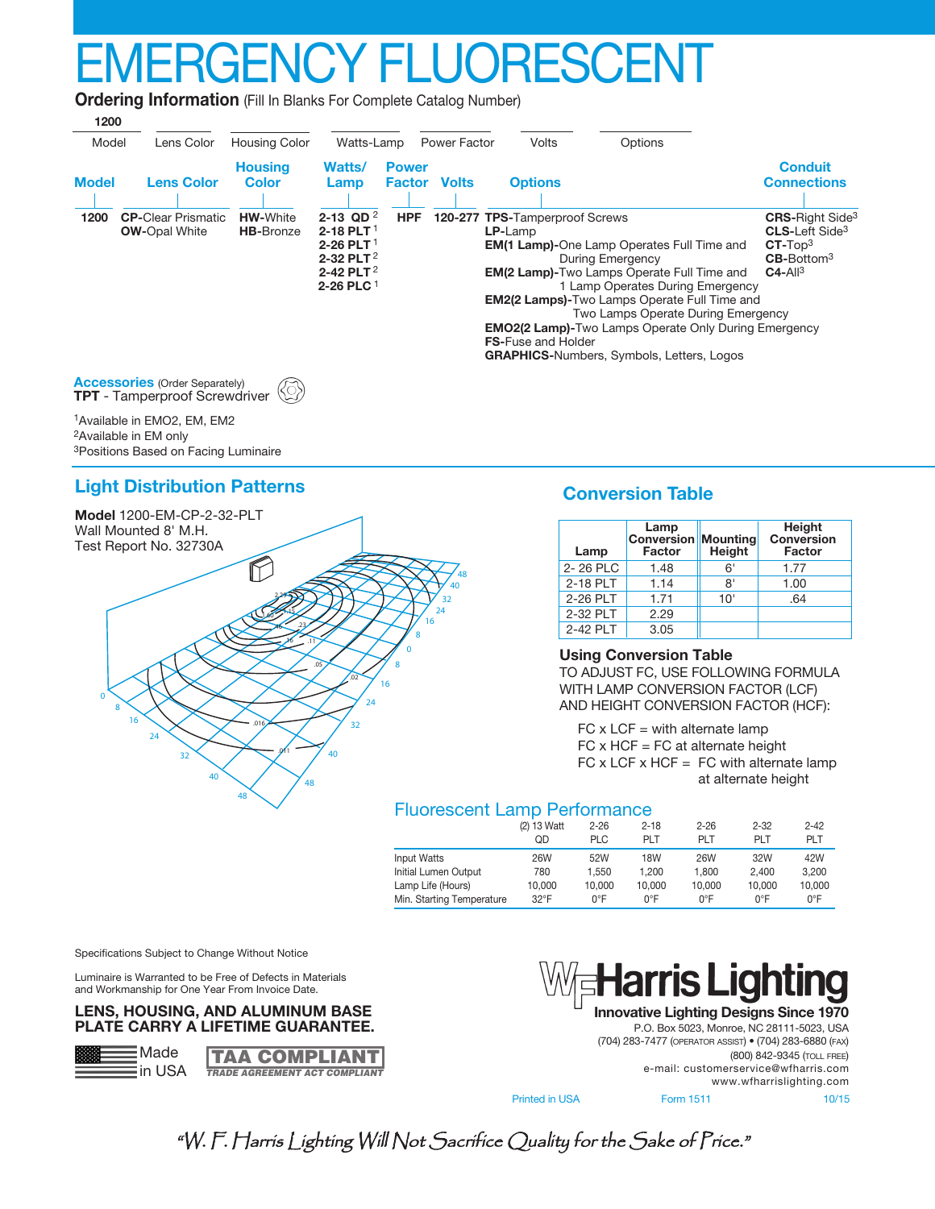# EMERGENCY FLUORESCENT

**Ordering Information** (Fill In Blanks For Complete Catalog Number)

| 1200 | | | | | | |
|---|---|---|---|---|---|---|
| Model | Lens Color | Housing Color | Watts-Lamp | Power Factor | Volts | Options |

| Model | Lens Color | Housing Color | Watts/ Lamp | Power Factor | Volts | Options | Conduit Connections |
|---|---|---|---|---|---|---|---|
| 1200 | **CP**-Clear Prismatic<br>**OW**-Opal White | **HW**-White<br>**HB**-Bronze | **2-13 QD** [2]<br>**2-18 PLT** [1]<br>**2-26 PLT** [1]<br>**2-32 PLT** [2]<br>**2-42 PLT** [2]<br>**2-26 PLC** [1] | **HPF** | **120-277** | **TPS**-Tamperproof Screws<br>**LP**-Lamp<br>**EM(1 Lamp)**-One Lamp Operates Full Time and During Emergency<br>**EM(2 Lamp)**-Two Lamps Operate Full Time and 1 Lamp Operates During Emergency<br>**EM2(2 Lamps)**-Two Lamps Operate Full Time and Two Lamps Operate During Emergency<br>**EMO2(2 Lamp)**-Two Lamps Operate Only During Emergency<br>**FS**-Fuse and Holder<br>**GRAPHICS**-Numbers, Symbols, Letters, Logos | **CRS**-Right Side[3]<br>**CLS**-Left Side[3]<br>**CT**-Top[3]<br>**CB**-Bottom[3]<br>**C4**-All[3] |

**Accessories** (Order Separately)
**TPT** - Tamperproof Screwdriver

[1]Available in EMO2, EM, EM2
[2]Available in EM only
[3]Positions Based on Facing Luminaire

## Light Distribution Patterns

**Model** 1200-EM-CP-2-32-PLT
Wall Mounted 8' M.H.
Test Report No. 32730A

2.29
1.15
.60
.46
.23
.16
.11
.05
.02
.016
.011

0 8 16 24 32 40 48

## Conversion Table

| Lamp | Lamp Conversion Factor | Mounting Height | Height Conversion Factor |
|---|---|---|---|
| 2- 26 PLC | 1.48 | 6' | 1.77 |
| 2-18 PLT | 1.14 | 8' | 1.00 |
| 2-26 PLT | 1.71 | 10' | .64 |
| 2-32 PLT | 2.29 | | |
| 2-42 PLT | 3.05 | | |

### Using Conversion Table

TO ADJUST FC, USE FOLLOWING FORMULA WITH LAMP CONVERSION FACTOR (LCF) AND HEIGHT CONVERSION FACTOR (HCF):

FC x LCF = with alternate lamp
FC x HCF = FC at alternate height
FC x LCF x HCF = FC with alternate lamp at alternate height

## Fluorescent Lamp Performance

| | (2) 13 Watt QD | 2-26 PLC | 2-18 PLT | 2-26 PLT | 2-32 PLT | 2-42 PLT |
|---|---|---|---|---|---|---|
| Input Watts | 26W | 52W | 18W | 26W | 32W | 42W |
| Initial Lumen Output | 780 | 1,550 | 1,200 | 1,800 | 2,400 | 3,200 |
| Lamp Life (Hours) | 10,000 | 10,000 | 10,000 | 10,000 | 10,000 | 10,000 |
| Min. Starting Temperature | 32°F | 0°F | 0°F | 0°F | 0°F | 0°F |

Specifications Subject to Change Without Notice

Luminaire is Warranted to be Free of Defects in Materials and Workmanship for One Year From Invoice Date.

**LENS, HOUSING, AND ALUMINUM BASE PLATE CARRY A LIFETIME GUARANTEE.**

Made in USA

TAA COMPLIANT
TRADE AGREEMENT ACT COMPLIANT

**WF Harris Lighting**
**Innovative Lighting Designs Since 1970**
P.O. Box 5023, Monroe, NC 28111-5023, USA
(704) 283-7477 (OPERATOR ASSIST) • (704) 283-6880 (FAX)
(800) 842-9345 (TOLL FREE)
e-mail: customerservice@wfharris.com
www.wfharrislighting.com

Printed in USA Form 1511 10/15

*"W. F. Harris Lighting Will Not Sacrifice Quality for the Sake of Price."*